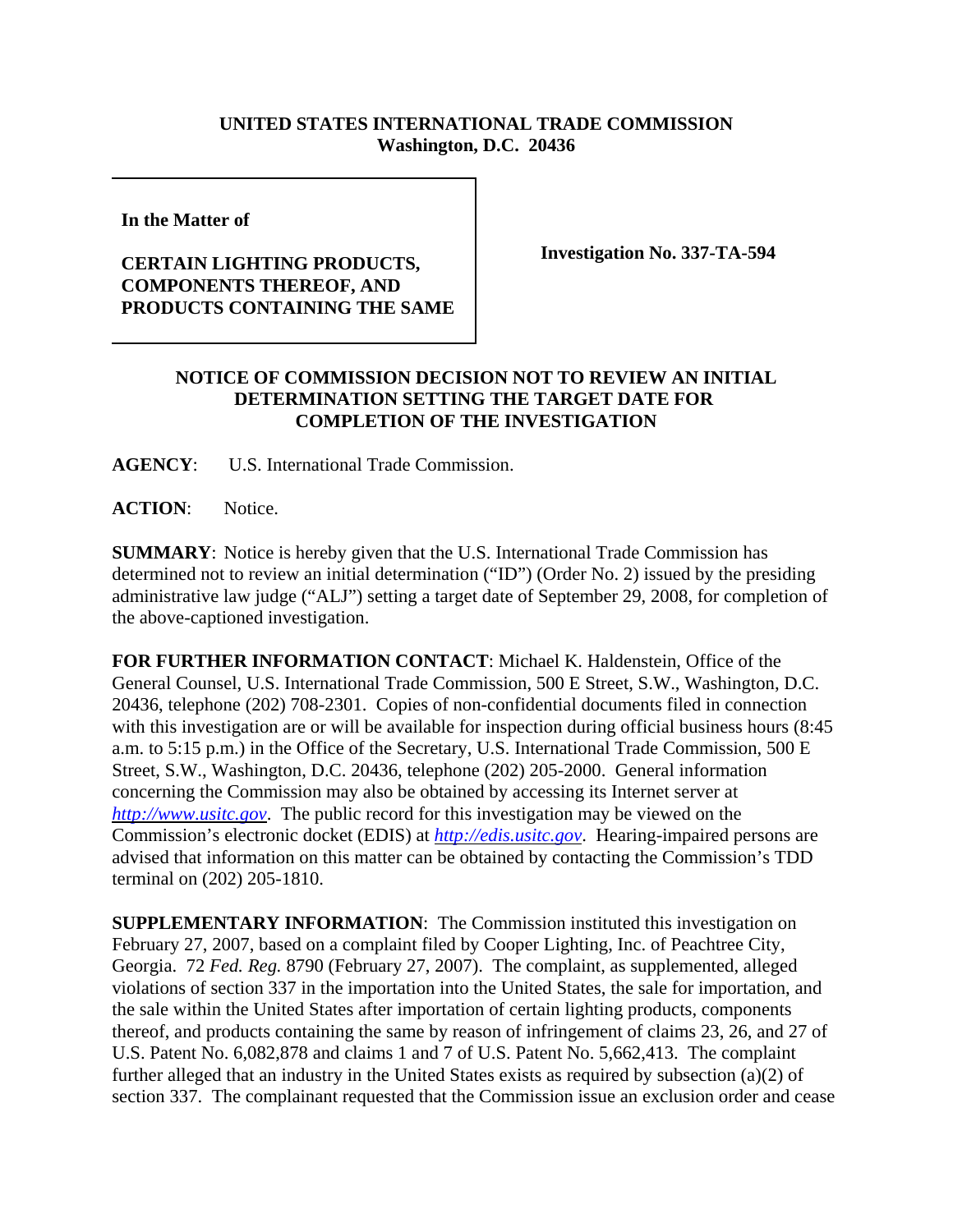**UNITED STATES INTERNATIONAL TRADE COMMISSION**
**Washington, D.C. 20436**

| In the Matter of<br><br>**CERTAIN LIGHTING PRODUCTS, COMPONENTS THEREOF, AND PRODUCTS CONTAINING THE SAME** | **Investigation No. 337-TA-594** |
|---|---|

**NOTICE OF COMMISSION DECISION NOT TO REVIEW AN INITIAL DETERMINATION SETTING THE TARGET DATE FOR COMPLETION OF THE INVESTIGATION**

**AGENCY**: U.S. International Trade Commission.

**ACTION**: Notice.

**SUMMARY**: Notice is hereby given that the U.S. International Trade Commission has determined not to review an initial determination ("ID") (Order No. 2) issued by the presiding administrative law judge ("ALJ") setting a target date of September 29, 2008, for completion of the above-captioned investigation.

**FOR FURTHER INFORMATION CONTACT**: Michael K. Haldenstein, Office of the General Counsel, U.S. International Trade Commission, 500 E Street, S.W., Washington, D.C. 20436, telephone (202) 708-2301. Copies of non-confidential documents filed in connection with this investigation are or will be available for inspection during official business hours (8:45 a.m. to 5:15 p.m.) in the Office of the Secretary, U.S. International Trade Commission, 500 E Street, S.W., Washington, D.C. 20436, telephone (202) 205-2000. General information concerning the Commission may also be obtained by accessing its Internet server at *http://www.usitc.gov*. The public record for this investigation may be viewed on the Commission's electronic docket (EDIS) at *http://edis.usitc.gov*. Hearing-impaired persons are advised that information on this matter can be obtained by contacting the Commission's TDD terminal on (202) 205-1810.

**SUPPLEMENTARY INFORMATION**: The Commission instituted this investigation on February 27, 2007, based on a complaint filed by Cooper Lighting, Inc. of Peachtree City, Georgia. 72 *Fed. Reg.* 8790 (February 27, 2007). The complaint, as supplemented, alleged violations of section 337 in the importation into the United States, the sale for importation, and the sale within the United States after importation of certain lighting products, components thereof, and products containing the same by reason of infringement of claims 23, 26, and 27 of U.S. Patent No. 6,082,878 and claims 1 and 7 of U.S. Patent No. 5,662,413. The complaint further alleged that an industry in the United States exists as required by subsection (a)(2) of section 337. The complainant requested that the Commission issue an exclusion order and cease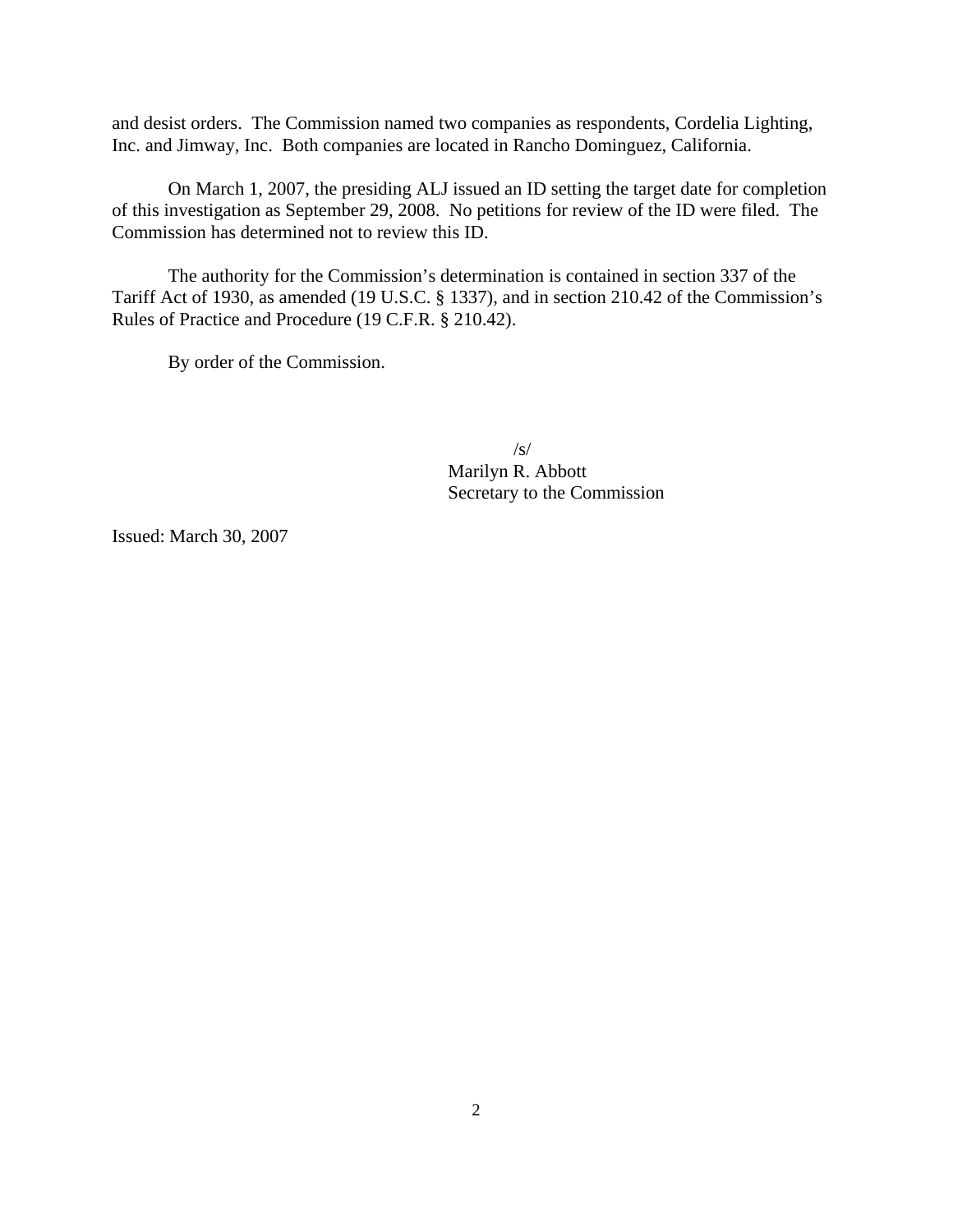and desist orders. The Commission named two companies as respondents, Cordelia Lighting, Inc. and Jimway, Inc. Both companies are located in Rancho Dominguez, California.

On March 1, 2007, the presiding ALJ issued an ID setting the target date for completion of this investigation as September 29, 2008. No petitions for review of the ID were filed. The Commission has determined not to review this ID.

The authority for the Commission's determination is contained in section 337 of the Tariff Act of 1930, as amended (19 U.S.C. § 1337), and in section 210.42 of the Commission's Rules of Practice and Procedure (19 C.F.R. § 210.42).

By order of the Commission.

/s/
Marilyn R. Abbott
Secretary to the Commission

Issued: March 30, 2007